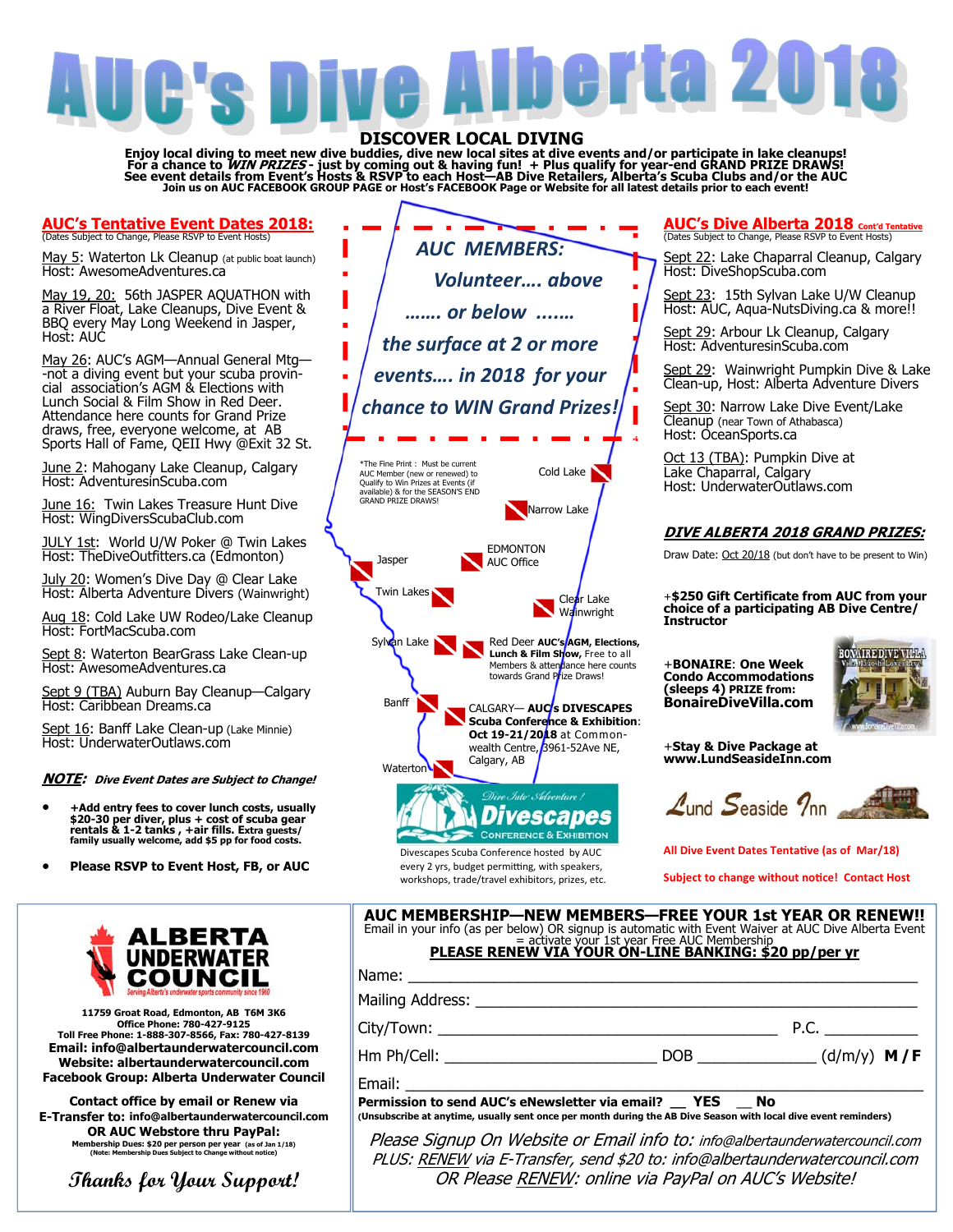# AUC's Dive Alberta 2018

## DISCOVER LOCAL DIVING

**Enjoy local diving to meet new dive buddies, dive new local sites at dive events and/or participate in lake cleanups! For a chance to *WIN PRIZES* - just by coming out & having fun! + Plus qualify for year-end GRAND PRIZE DRAWS! See event details from Event's Hosts & RSVP to each Host—AB Dive Retailers, Alberta's Scuba Clubs and/or the AUC Join us on AUC FACEBOOK GROUP PAGE or Host's FACEBOOK Page or Website for all latest details prior to each event!**

## AUC's Tentative Event Dates 2018:

(Dates Subject to Change, Please RSVP to Event Hosts)

May 5: Waterton Lk Cleanup (at public boat launch)
Host: AwesomeAdventures.ca

May 19, 20: 56th JASPER AQUATHON with a River Float, Lake Cleanups, Dive Event & BBQ every May Long Weekend in Jasper, Host: AUC

May 26: AUC's AGM—Annual General Mtg—-not a diving event but your scuba provincial association's AGM & Elections with Lunch Social & Film Show in Red Deer. Attendance here counts for Grand Prize draws, free, everyone welcome, at AB Sports Hall of Fame, QEII Hwy @Exit 32 St.

June 2: Mahogany Lake Cleanup, Calgary
Host: AdventuresinScuba.com

June 16: Twin Lakes Treasure Hunt Dive
Host: WingDiversScubaClub.com

JULY 1st: World U/W Poker @ Twin Lakes
Host: TheDiveOutfitters.ca (Edmonton)

July 20: Women's Dive Day @ Clear Lake
Host: Alberta Adventure Divers (Wainwright)

Aug 18: Cold Lake UW Rodeo/Lake Cleanup
Host: FortMacScuba.com

Sept 8: Waterton BearGrass Lake Clean-up
Host: AwesomeAdventures.ca

Sept 9 (TBA) Auburn Bay Cleanup—Calgary
Host: Caribbean Dreams.ca

Sept 16: Banff Lake Clean-up (Lake Minnie)
Host: UnderwaterOutlaws.com

***NOTE:* Dive Event Dates are Subject to Change!**

- **+Add entry fees to cover lunch costs, usually $20-30 per diver, plus + cost of scuba gear rentals & 1-2 tanks , +air fills. Extra guests/ family usually welcome, add $5 pp for food costs.**
- **Please RSVP to Event Host, FB, or AUC**

***AUC MEMBERS: Volunteer.... above ....... or below ....... the surface at 2 or more events.... in 2018 for your chance to WIN Grand Prizes!***

*The Fine Print : Must be current AUC Member (new or renewed) to Qualify to Win Prizes at Events (if available) & for the SEASON'S END GRAND PRIZE DRAWS!

Cold Lake
Narrow Lake
EDMONTON AUC Office
Jasper
Twin Lakes
Clear Lake Wainwright
Sylvan Lake
Red Deer **AUC's AGM, Elections, Lunch & Film Show,** Free to all Members & attendance here counts towards Grand Prize Draws!
Banff
CALGARY— **AUC's DIVESCAPES Scuba Conference & Exhibition: Oct 19-21/2018** at Commonwealth Centre, 3961-52Ave NE, Calgary, AB
Waterton

Dive Into Adventure! Divescapes CONFERENCE & EXHIBITION

Divescapes Scuba Conference hosted by AUC every 2 yrs, budget permitting, with speakers, workshops, trade/travel exhibitors, prizes, etc.

## AUC's Dive Alberta 2018 Cont'd Tentative

(Dates Subject to Change, Please RSVP to Event Hosts)

Sept 22: Lake Chaparral Cleanup, Calgary
Host: DiveShopScuba.com

Sept 23: 15th Sylvan Lake U/W Cleanup
Host: AUC, Aqua-NutsDiving.ca & more!!

Sept 29: Arbour Lk Cleanup, Calgary
Host: AdventuresinScuba.com

Sept 29: Wainwright Pumpkin Dive & Lake Clean-up, Host: Alberta Adventure Divers

Sept 30: Narrow Lake Dive Event/Lake Cleanup (near Town of Athabasca)
Host: OceanSports.ca

Oct 13 (TBA): Pumpkin Dive at Lake Chaparral, Calgary
Host: UnderwaterOutlaws.com

### *DIVE ALBERTA 2018 GRAND PRIZES:*

Draw Date: Oct 20/18 (but don't have to be present to Win)

**+$250 Gift Certificate from AUC from your choice of a participating AB Dive Centre/ Instructor**

**+BONAIRE: One Week Condo Accommodations (sleeps 4) PRIZE from: BonaireDiveVilla.com**

**+Stay & Dive Package at www.LundSeasideInn.com**

Lund Seaside Inn

All Dive Event Dates Tentative (as of Mar/18)

Subject to change without notice! Contact Host

---

**ALBERTA UNDERWATER COUNCIL**
Serving Alberta's underwater sports community since 1960

**11759 Groat Road, Edmonton, AB T6M 3K6**
**Office Phone: 780-427-9125**
**Toll Free Phone: 1-888-307-8566, Fax: 780-427-8139**
**Email: info@albertaunderwatercouncil.com**
**Website: albertaunderwatercouncil.com**
**Facebook Group: Alberta Underwater Council**

**Contact office by email or Renew via E-Transfer to: info@albertaunderwatercouncil.com**
**OR AUC Webstore thru PayPal:**
**Membership Dues: $20 per person per year** (as of Jan 1/18)
(Note: Membership Dues Subject to Change without notice)

*Thanks for Your Support!*

## AUC MEMBERSHIP—NEW MEMBERS—FREE YOUR 1st YEAR OR RENEW!!

Email in your info (as per below) OR signup is automatic with Event Waiver at AUC Dive Alberta Event = activate your 1st year Free AUC Membership

**PLEASE RENEW VIA YOUR ON-LINE BANKING: $20 pp/per yr**

Name: ____________________________________________

Mailing Address: ____________________________________

City/Town: ___________________________ P.C. __________

Hm Ph/Cell: ____________________ DOB ______________ (d/m/y) **M / F**

Email: ____________________________________________

**Permission to send AUC's eNewsletter via email? __ YES __ No**

**(Unsubscribe at anytime, usually sent once per month during the AB Dive Season with local dive event reminders)**

*Please Signup On Website or Email info to: info@albertaunderwatercouncil.com*
*PLUS: RENEW via E-Transfer, send $20 to: info@albertaunderwatercouncil.com*
*OR Please RENEW: online via PayPal on AUC's Website!*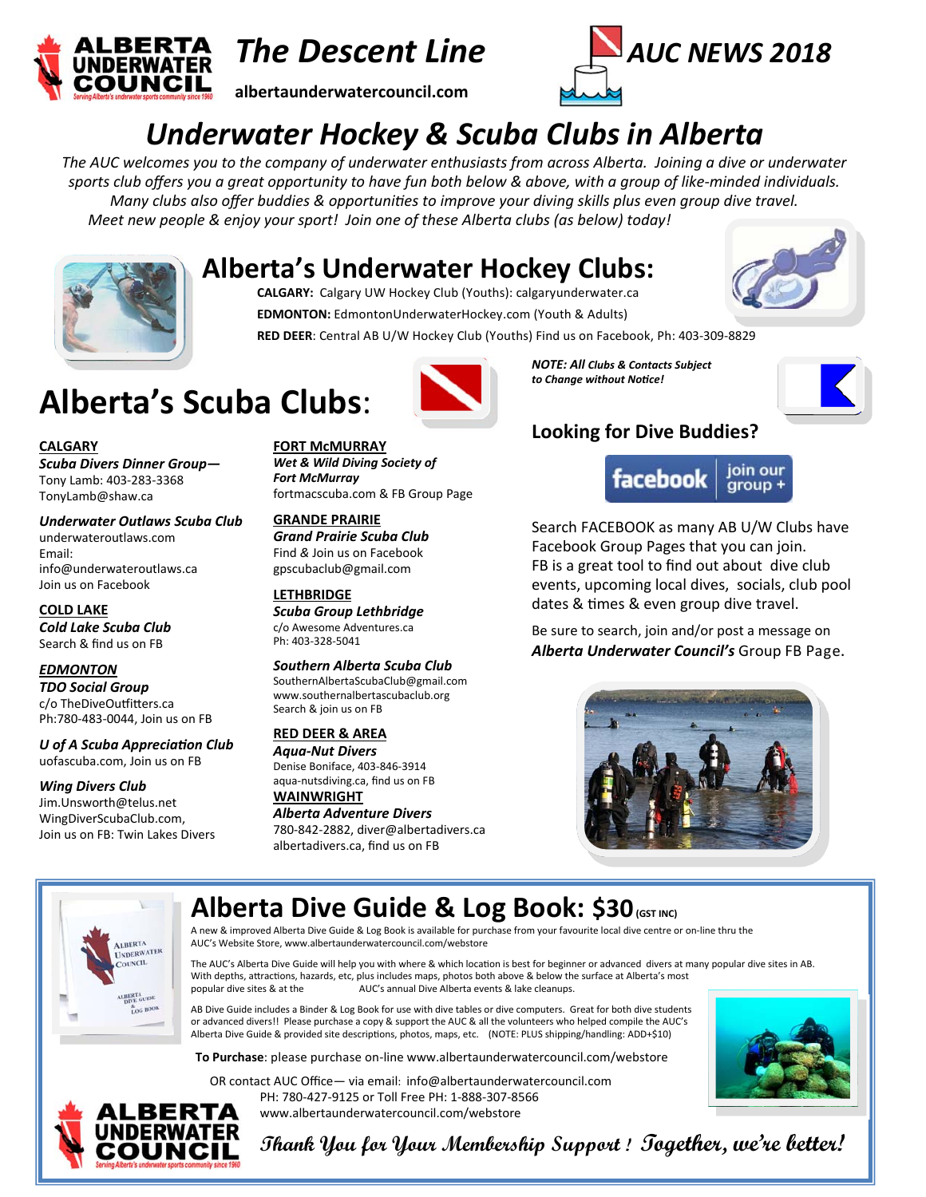# The Descent Line

albertaunderwatercouncil.com

**AUC NEWS 2018**

# *Underwater Hockey & Scuba Clubs in Alberta*

*The AUC welcomes you to the company of underwater enthusiasts from across Alberta. Joining a dive or underwater sports club offers you a great opportunity to have fun both below & above, with a group of like-minded individuals. Many clubs also offer buddies & opportunities to improve your diving skills plus even group dive travel. Meet new people & enjoy your sport! Join one of these Alberta clubs (as below) today!*

## Alberta's Underwater Hockey Clubs:

**CALGARY:** Calgary UW Hockey Club (Youths): calgaryunderwater.ca

**EDMONTON:** EdmontonUnderwaterHockey.com (Youth & Adults)

**RED DEER**: Central AB U/W Hockey Club (Youths) Find us on Facebook, Ph: 403-309-8829

## Alberta's Scuba Clubs:

**CALGARY**

***Scuba Divers Dinner Group—***
Tony Lamb: 403-283-3368
TonyLamb@shaw.ca

***Underwater Outlaws Scuba Club***
underwateroutlaws.com
Email:
info@underwateroutlaws.ca
Join us on Facebook

**COLD LAKE**

***Cold Lake Scuba Club***
Search & find us on FB

***EDMONTON***

***TDO Social Group***
c/o TheDiveOutfitters.ca
Ph:780-483-0044, Join us on FB

***U of A Scuba Appreciation Club***
uofascuba.com, Join us on FB

***Wing Divers Club***
Jim.Unsworth@telus.net
WingDiverScubaClub.com,
Join us on FB: Twin Lakes Divers

**FORT McMURRAY**

***Wet & Wild Diving Society of Fort McMurray***
fortmacscuba.com & FB Group Page

**GRANDE PRAIRIE**

***Grand Prairie Scuba Club***
Find & Join us on Facebook
gpscubaclub@gmail.com

**LETHBRIDGE**

***Scuba Group Lethbridge***
c/o Awesome Adventures.ca
Ph: 403-328-5041

***Southern Alberta Scuba Club***
SouthernAlbertaScubaClub@gmail.com
www.southernalbertascubaclub.org
Search & join us on FB

**RED DEER & AREA**

***Aqua-Nut Divers***
Denise Boniface, 403-846-3914
aqua-nutsdiving.ca, find us on FB

**WAINWRIGHT**

***Alberta Adventure Divers***
780-842-2882, diver@albertadivers.ca
albertadivers.ca, find us on FB

***NOTE: All** Clubs & Contacts Subject to Change without Notice!*

### Looking for Dive Buddies?

facebook join our group +

Search FACEBOOK as many AB U/W Clubs have Facebook Group Pages that you can join. FB is a great tool to find out about dive club events, upcoming local dives, socials, club pool dates & times & even group dive travel.

Be sure to search, join and/or post a message on ***Alberta Underwater Council's*** Group FB Page.

## Alberta Dive Guide & Log Book: $30 (GST INC)

A new & improved Alberta Dive Guide & Log Book is available for purchase from your favourite local dive centre or on-line thru the AUC's Website Store, www.albertaunderwatercouncil.com/webstore

The AUC's Alberta Dive Guide will help you with where & which location is best for beginner or advanced divers at many popular dive sites in AB. With depths, attractions, hazards, etc, plus includes maps, photos both above & below the surface at Alberta's most popular dive sites & at the AUC's annual Dive Alberta events & lake cleanups.

AB Dive Guide includes a Binder & Log Book for use with dive tables or dive computers. Great for both dive students or advanced divers!! Please purchase a copy & support the AUC & all the volunteers who helped compile the AUC's Alberta Dive Guide & provided site descriptions, photos, maps, etc. (NOTE: PLUS shipping/handling: ADD+$10)

**To Purchase**: please purchase on-line www.albertaunderwatercouncil.com/webstore

OR contact AUC Office— via email: info@albertaunderwatercouncil.com
PH: 780-427-9125 or Toll Free PH: 1-888-307-8566
www.albertaunderwatercouncil.com/webstore

***Thank You for Your Membership Support ! Together, we're better!***